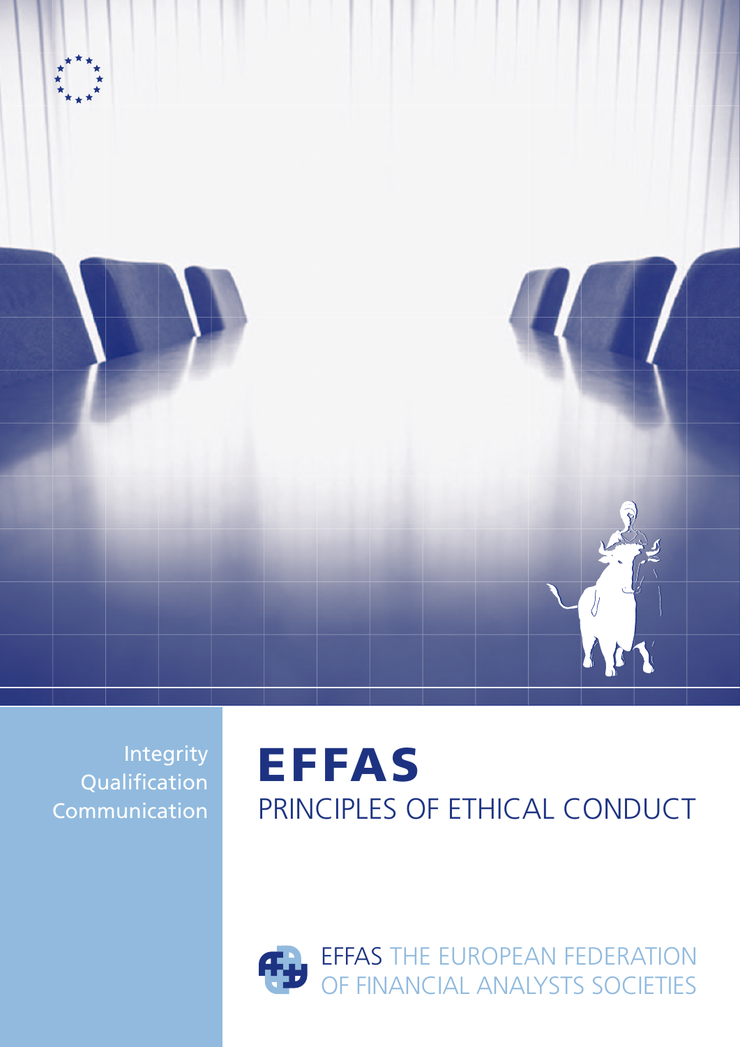Integrity
Qualification
Communication

# EFFAS

## PRINCIPLES OF ETHICAL CONDUCT

EFFAS THE EUROPEAN FEDERATION OF FINANCIAL ANALYSTS SOCIETIES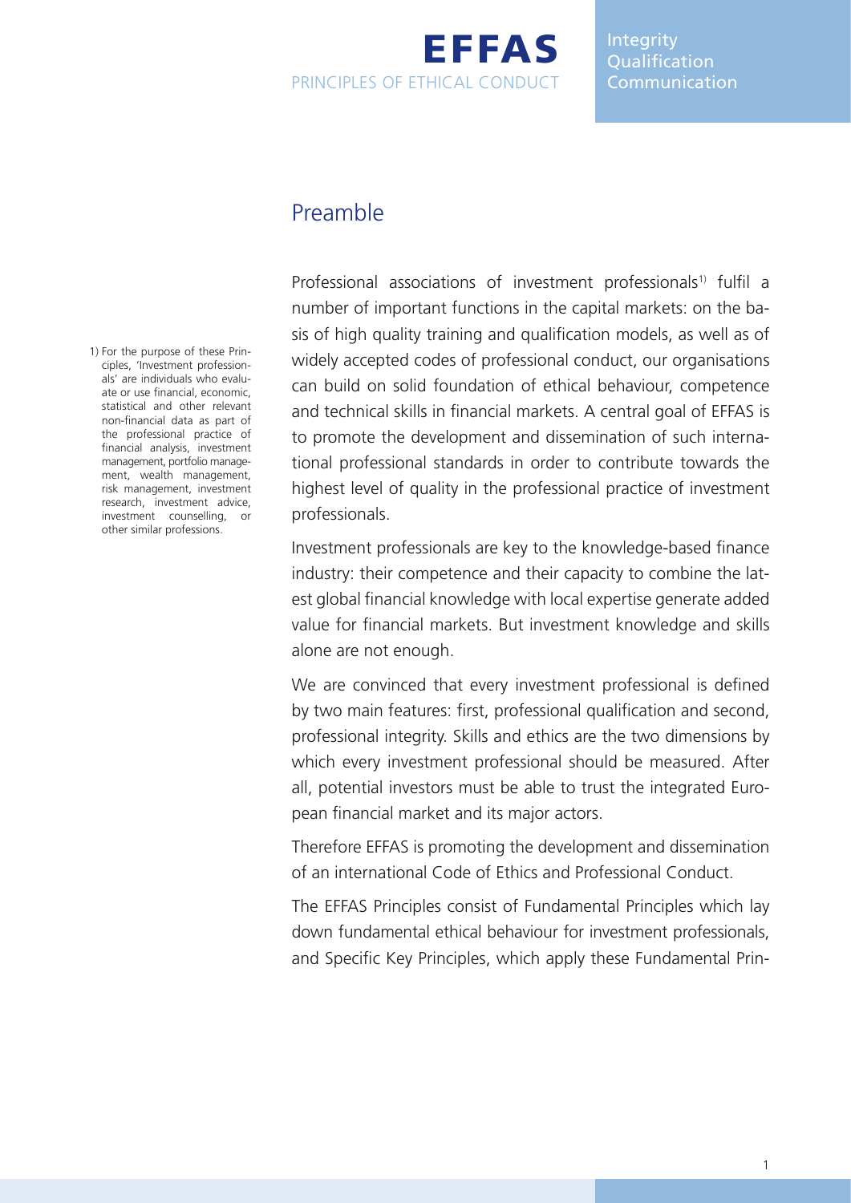## Preamble

Professional associations of investment professionals[1] fulfil a number of important functions in the capital markets: on the basis of high quality training and qualification models, as well as of widely accepted codes of professional conduct, our organisations can build on solid foundation of ethical behaviour, competence and technical skills in financial markets. A central goal of EFFAS is to promote the development and dissemination of such international professional standards in order to contribute towards the highest level of quality in the professional practice of investment professionals.

Investment professionals are key to the knowledge-based finance industry: their competence and their capacity to combine the latest global financial knowledge with local expertise generate added value for financial markets. But investment knowledge and skills alone are not enough.

We are convinced that every investment professional is defined by two main features: first, professional qualification and second, professional integrity. Skills and ethics are the two dimensions by which every investment professional should be measured. After all, potential investors must be able to trust the integrated European financial market and its major actors.

Therefore EFFAS is promoting the development and dissemination of an international Code of Ethics and Professional Conduct.

The EFFAS Principles consist of Fundamental Principles which lay down fundamental ethical behaviour for investment professionals, and Specific Key Principles, which apply these Fundamental Prin-

1) For the purpose of these Principles, 'Investment professionals' are individuals who evaluate or use financial, economic, statistical and other relevant non-financial data as part of the professional practice of financial analysis, investment management, portfolio management, wealth management, risk management, investment research, investment advice, investment counselling, or other similar professions.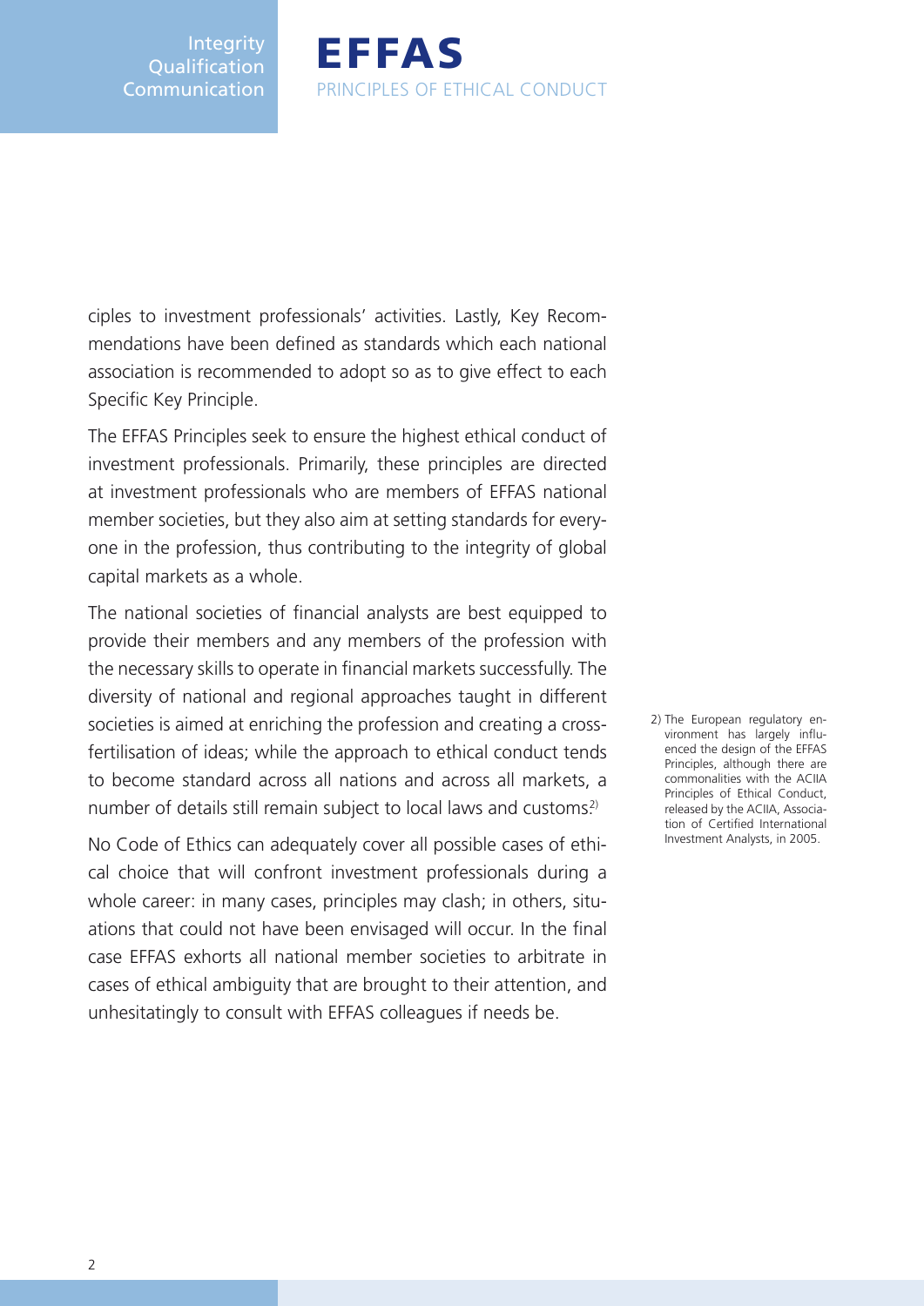ciples to investment professionals' activities. Lastly, Key Recommendations have been defined as standards which each national association is recommended to adopt so as to give effect to each Specific Key Principle.

The EFFAS Principles seek to ensure the highest ethical conduct of investment professionals. Primarily, these principles are directed at investment professionals who are members of EFFAS national member societies, but they also aim at setting standards for everyone in the profession, thus contributing to the integrity of global capital markets as a whole.

The national societies of financial analysts are best equipped to provide their members and any members of the profession with the necessary skills to operate in financial markets successfully. The diversity of national and regional approaches taught in different societies is aimed at enriching the profession and creating a cross-fertilisation of ideas; while the approach to ethical conduct tends to become standard across all nations and across all markets, a number of details still remain subject to local laws and customs.[2)]

No Code of Ethics can adequately cover all possible cases of ethical choice that will confront investment professionals during a whole career: in many cases, principles may clash; in others, situations that could not have been envisaged will occur. In the final case EFFAS exhorts all national member societies to arbitrate in cases of ethical ambiguity that are brought to their attention, and unhesitatingly to consult with EFFAS colleagues if needs be.

2) The European regulatory environment has largely influenced the design of the EFFAS Principles, although there are commonalities with the ACIIA Principles of Ethical Conduct, released by the ACIIA, Association of Certified International Investment Analysts, in 2005.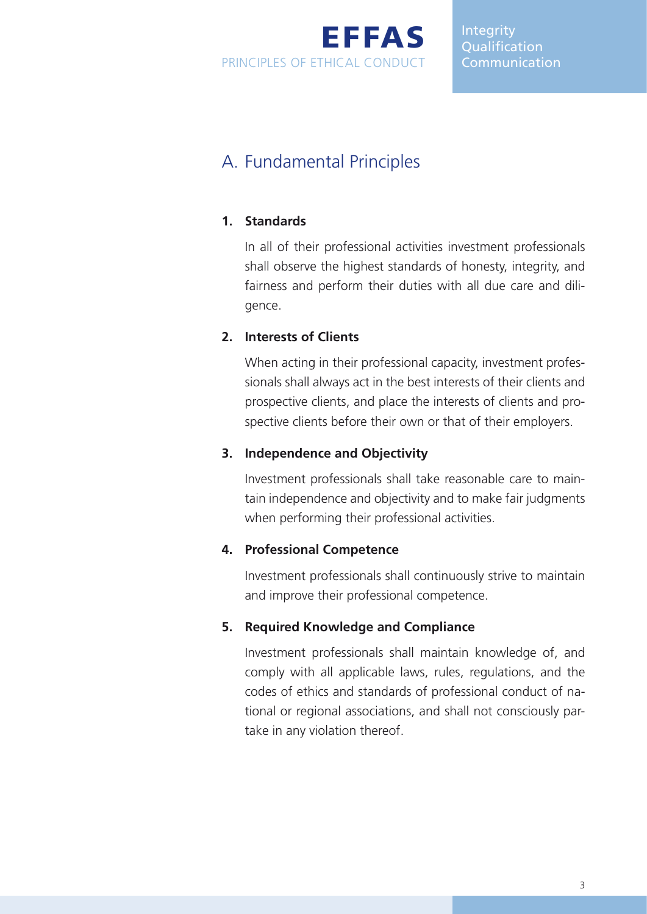## A. Fundamental Principles

### 1. Standards

In all of their professional activities investment professionals shall observe the highest standards of honesty, integrity, and fairness and perform their duties with all due care and diligence.

### 2. Interests of Clients

When acting in their professional capacity, investment professionals shall always act in the best interests of their clients and prospective clients, and place the interests of clients and prospective clients before their own or that of their employers.

### 3. Independence and Objectivity

Investment professionals shall take reasonable care to maintain independence and objectivity and to make fair judgments when performing their professional activities.

### 4. Professional Competence

Investment professionals shall continuously strive to maintain and improve their professional competence.

### 5. Required Knowledge and Compliance

Investment professionals shall maintain knowledge of, and comply with all applicable laws, rules, regulations, and the codes of ethics and standards of professional conduct of national or regional associations, and shall not consciously partake in any violation thereof.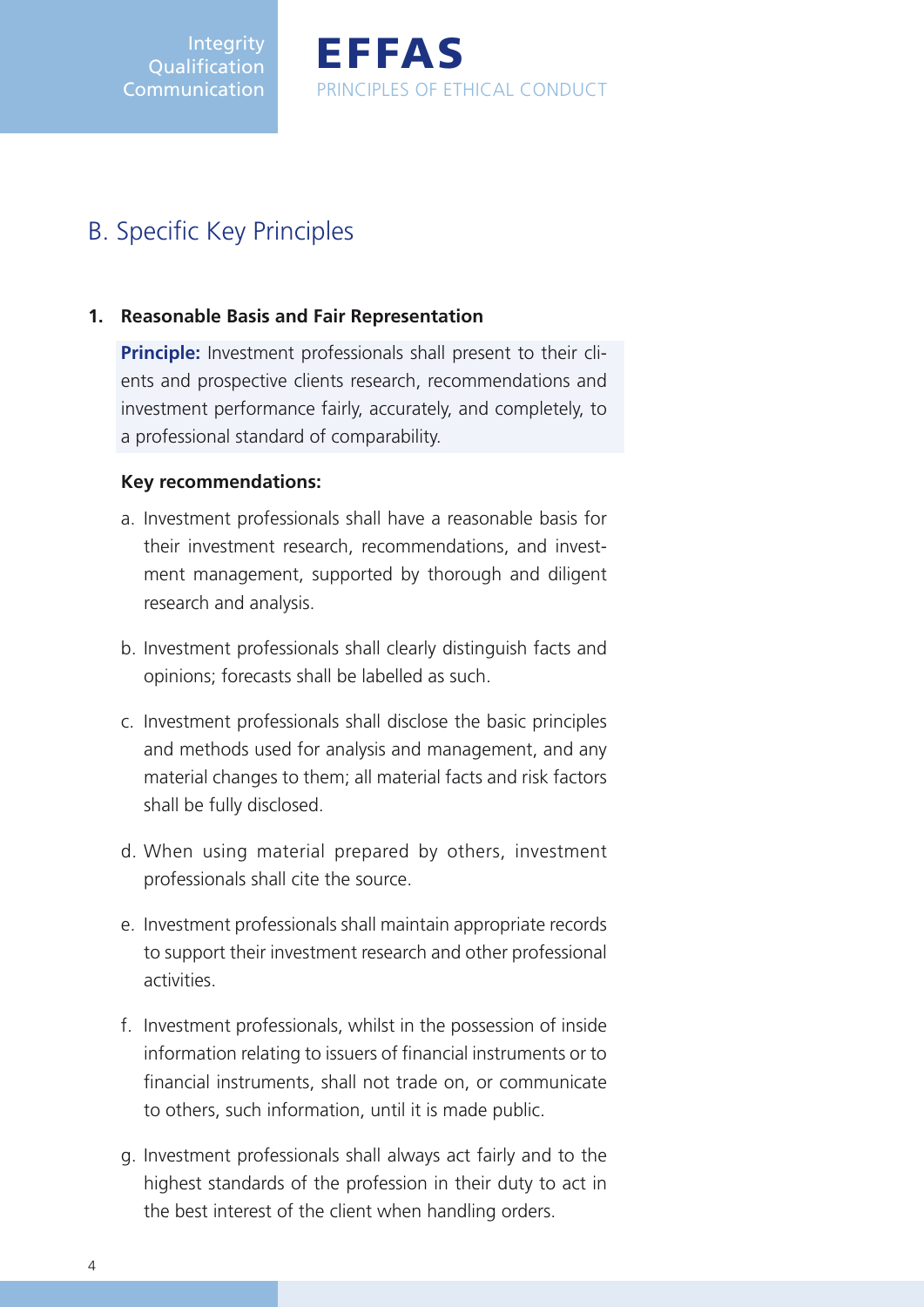## B. Specific Key Principles

### 1. Reasonable Basis and Fair Representation

**Principle:** Investment professionals shall present to their clients and prospective clients research, recommendations and investment performance fairly, accurately, and completely, to a professional standard of comparability.

**Key recommendations:**

a. Investment professionals shall have a reasonable basis for their investment research, recommendations, and investment management, supported by thorough and diligent research and analysis.

b. Investment professionals shall clearly distinguish facts and opinions; forecasts shall be labelled as such.

c. Investment professionals shall disclose the basic principles and methods used for analysis and management, and any material changes to them; all material facts and risk factors shall be fully disclosed.

d. When using material prepared by others, investment professionals shall cite the source.

e. Investment professionals shall maintain appropriate records to support their investment research and other professional activities.

f. Investment professionals, whilst in the possession of inside information relating to issuers of financial instruments or to financial instruments, shall not trade on, or communicate to others, such information, until it is made public.

g. Investment professionals shall always act fairly and to the highest standards of the profession in their duty to act in the best interest of the client when handling orders.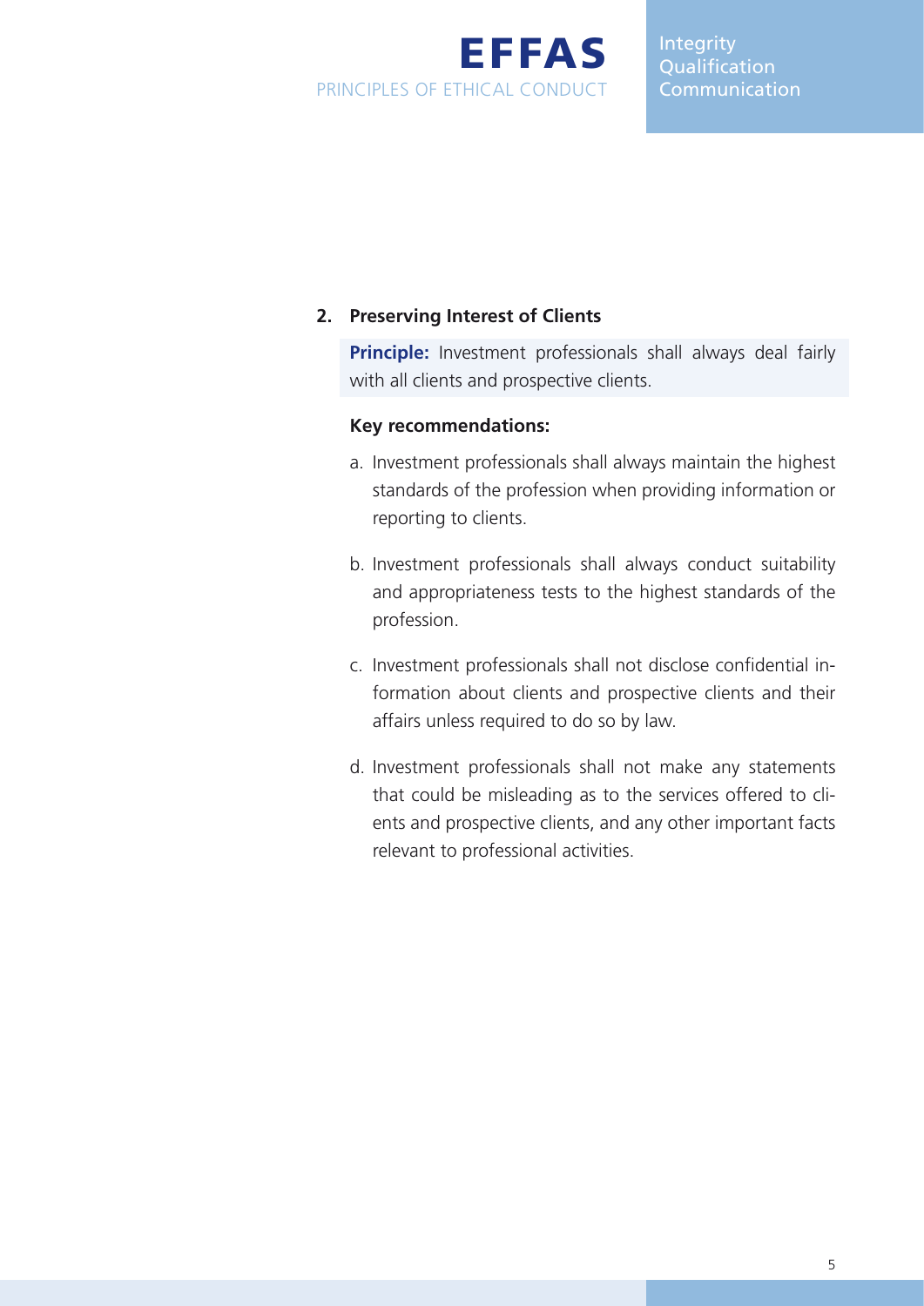## 2. Preserving Interest of Clients

**Principle:** Investment professionals shall always deal fairly with all clients and prospective clients.

**Key recommendations:**

a. Investment professionals shall always maintain the highest standards of the profession when providing information or reporting to clients.

b. Investment professionals shall always conduct suitability and appropriateness tests to the highest standards of the profession.

c. Investment professionals shall not disclose confidential information about clients and prospective clients and their affairs unless required to do so by law.

d. Investment professionals shall not make any statements that could be misleading as to the services offered to clients and prospective clients, and any other important facts relevant to professional activities.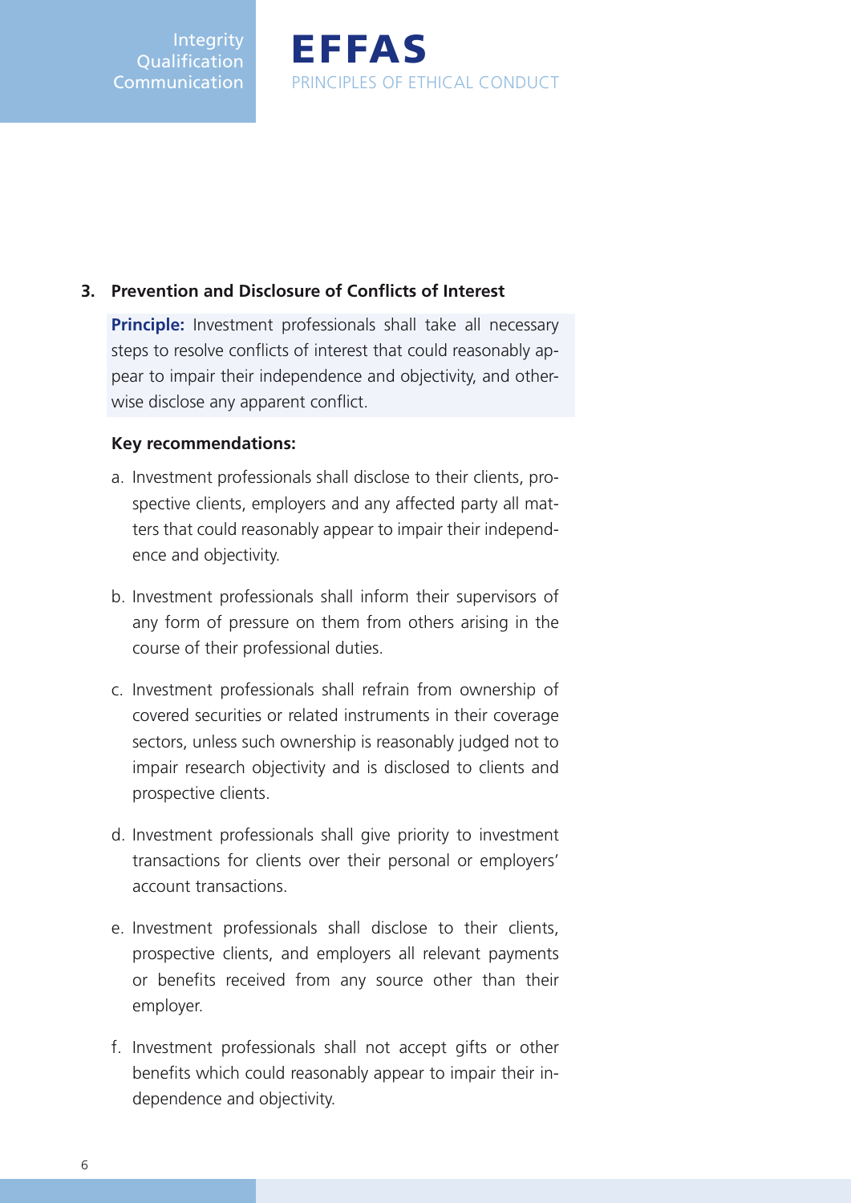## 3. Prevention and Disclosure of Conflicts of Interest

**Principle:** Investment professionals shall take all necessary steps to resolve conflicts of interest that could reasonably appear to impair their independence and objectivity, and otherwise disclose any apparent conflict.

**Key recommendations:**

a. Investment professionals shall disclose to their clients, prospective clients, employers and any affected party all matters that could reasonably appear to impair their independence and objectivity.

b. Investment professionals shall inform their supervisors of any form of pressure on them from others arising in the course of their professional duties.

c. Investment professionals shall refrain from ownership of covered securities or related instruments in their coverage sectors, unless such ownership is reasonably judged not to impair research objectivity and is disclosed to clients and prospective clients.

d. Investment professionals shall give priority to investment transactions for clients over their personal or employers' account transactions.

e. Investment professionals shall disclose to their clients, prospective clients, and employers all relevant payments or benefits received from any source other than their employer.

f. Investment professionals shall not accept gifts or other benefits which could reasonably appear to impair their independence and objectivity.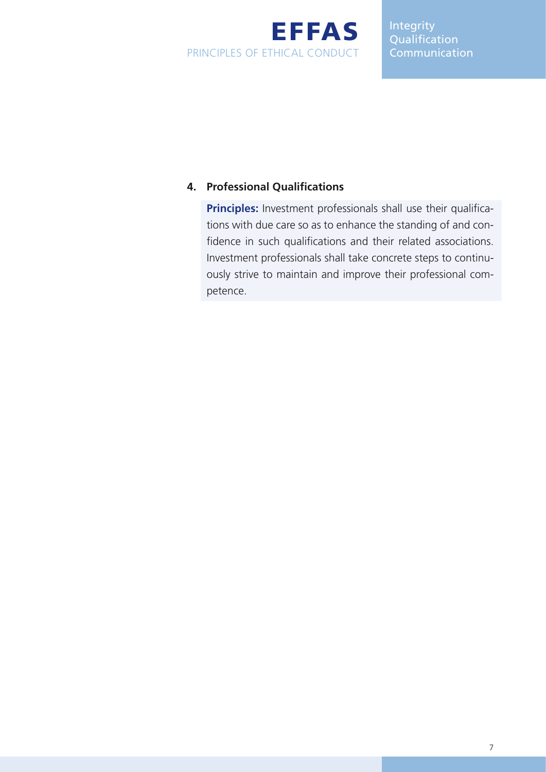## 4. Professional Qualifications

**Principles:** Investment professionals shall use their qualifications with due care so as to enhance the standing of and confidence in such qualifications and their related associations. Investment professionals shall take concrete steps to continuously strive to maintain and improve their professional competence.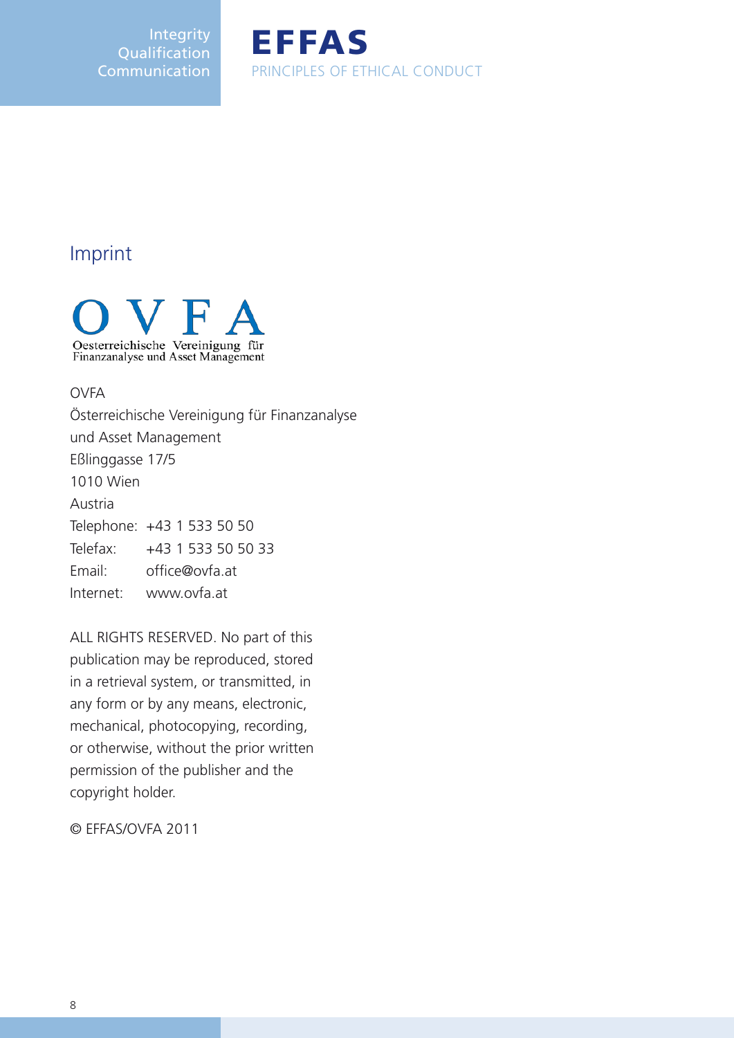## Imprint

OVFA
Oesterreichische Vereinigung für
Finanzanalyse und Asset Management

OVFA
Österreichische Vereinigung für Finanzanalyse
und Asset Management
Eßlinggasse 17/5
1010 Wien
Austria

| | |
|---|---|
| Telephone: | +43 1 533 50 50 |
| Telefax: | +43 1 533 50 50 33 |
| Email: | office@ovfa.at |
| Internet: | www.ovfa.at |

ALL RIGHTS RESERVED. No part of this publication may be reproduced, stored in a retrieval system, or transmitted, in any form or by any means, electronic, mechanical, photocopying, recording, or otherwise, without the prior written permission of the publisher and the copyright holder.

© EFFAS/OVFA 2011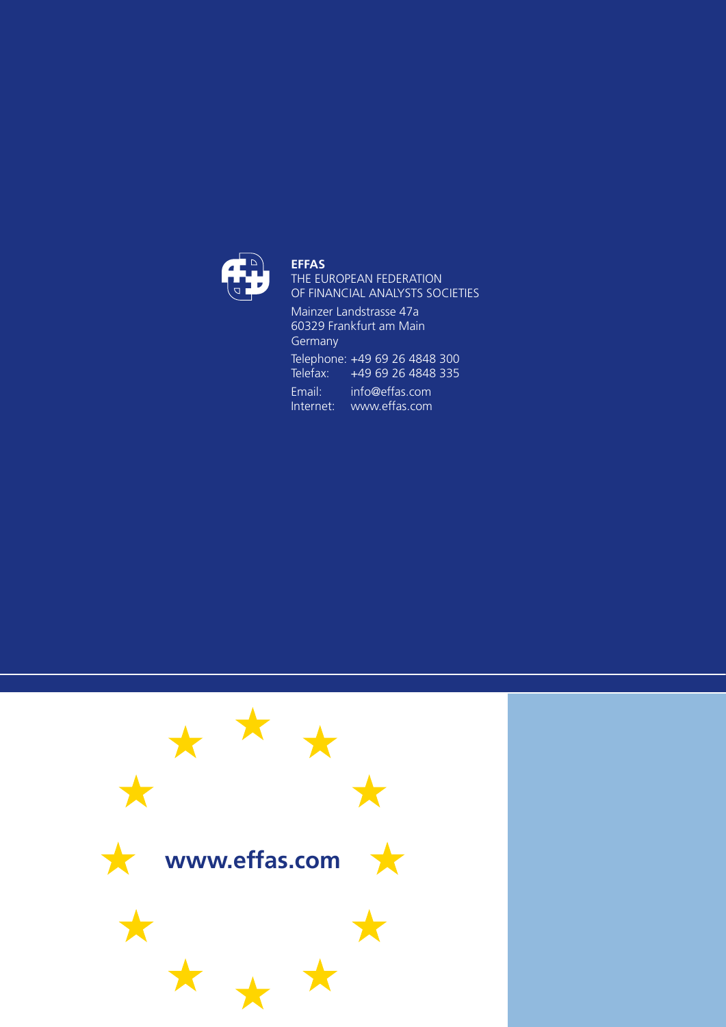**EFFAS**
THE EUROPEAN FEDERATION
OF FINANCIAL ANALYSTS SOCIETIES

Mainzer Landstrasse 47a
60329 Frankfurt am Main
Germany

Telephone: +49 69 26 4848 300
Telefax: +49 69 26 4848 335

Email: info@effas.com
Internet: www.effas.com

**www.effas.com**